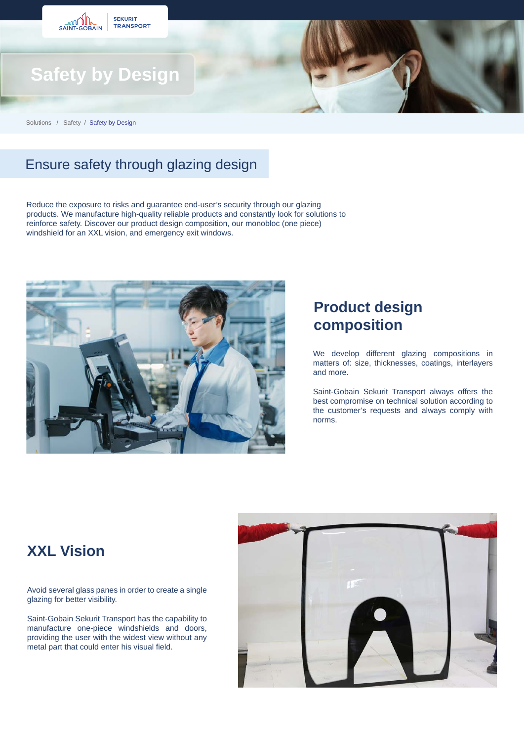# Safety by Design

Solutions / Safety / Safety by Design

## Ensure safety through glazing design

Reduce the exposure to risks and guarantee end-user's security through our glazing products. We manufacture high-quality reliable products and constantly look for solutions to reinforce safety. Discover our product design composition, our monobloc (one piece) windshield for an XXL vision, and emergency exit windows.

## Product design composition

We develop different glazing compositions in matters of: size, thicknesses, coatings, interlayers and more.

Saint-Gobain Sekurit Transport always offers the best compromise on technical solution according to the customer's requests and always comply with norms.

## XXL Vision

Avoid several glass panes in order to create a single glazing for better visibility.

Saint-Gobain Sekurit Transport has the capability to manufacture one-piece windshields and doors, providing the user with the widest view without any metal part that could enter his visual field.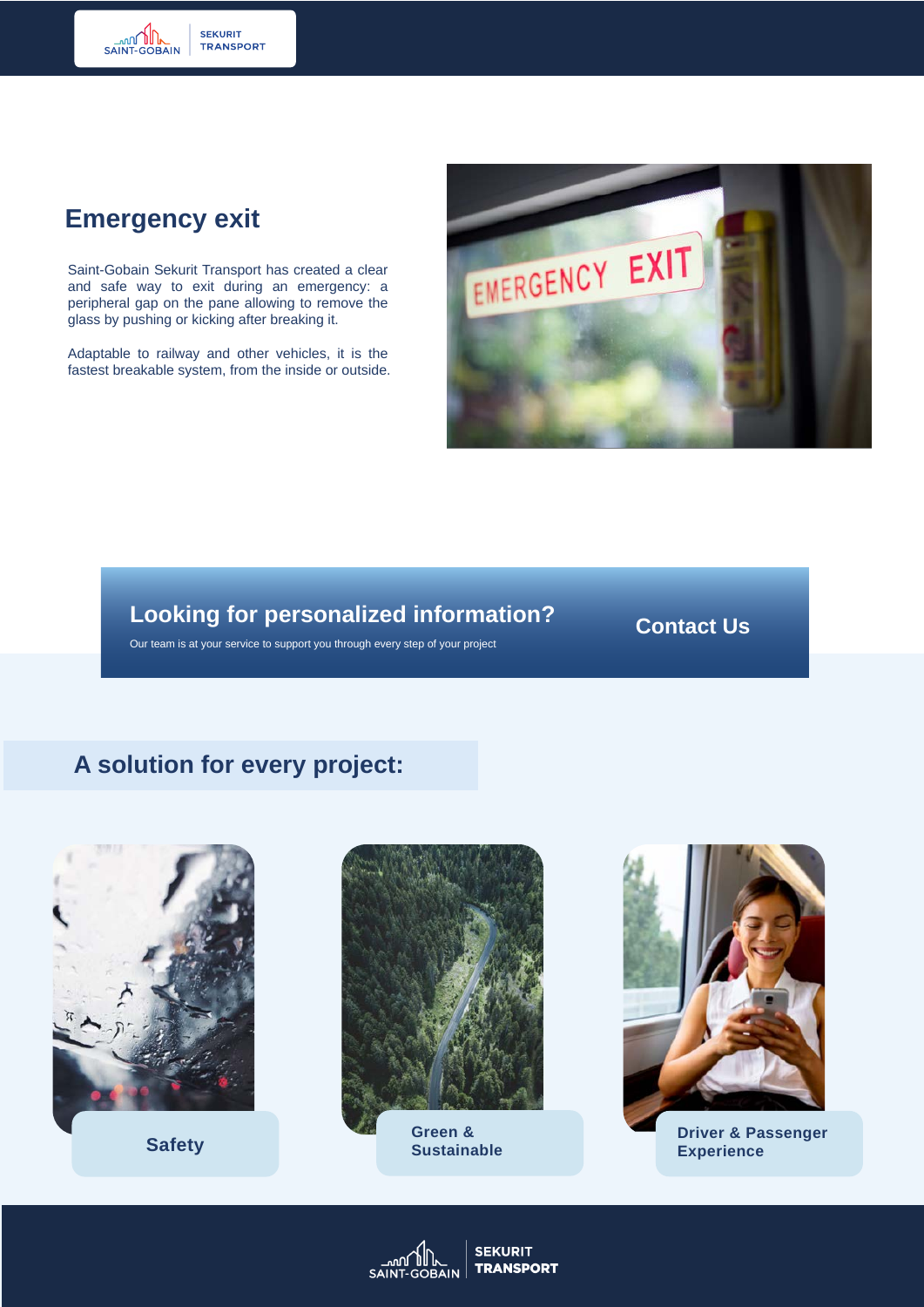## Emergency exit

Saint-Gobain Sekurit Transport has created a clear and safe way to exit during an emergency: a peripheral gap on the pane allowing to remove the glass by pushing or kicking after breaking it.

Adaptable to railway and other vehicles, it is the fastest breakable system, from the inside or outside.

**Looking for personalized information?**

Our team is at your service to support you through every step of your project

**Contact Us**

## A solution for every project:

**Safety**

**Green & Sustainable**

**Driver & Passenger Experience**